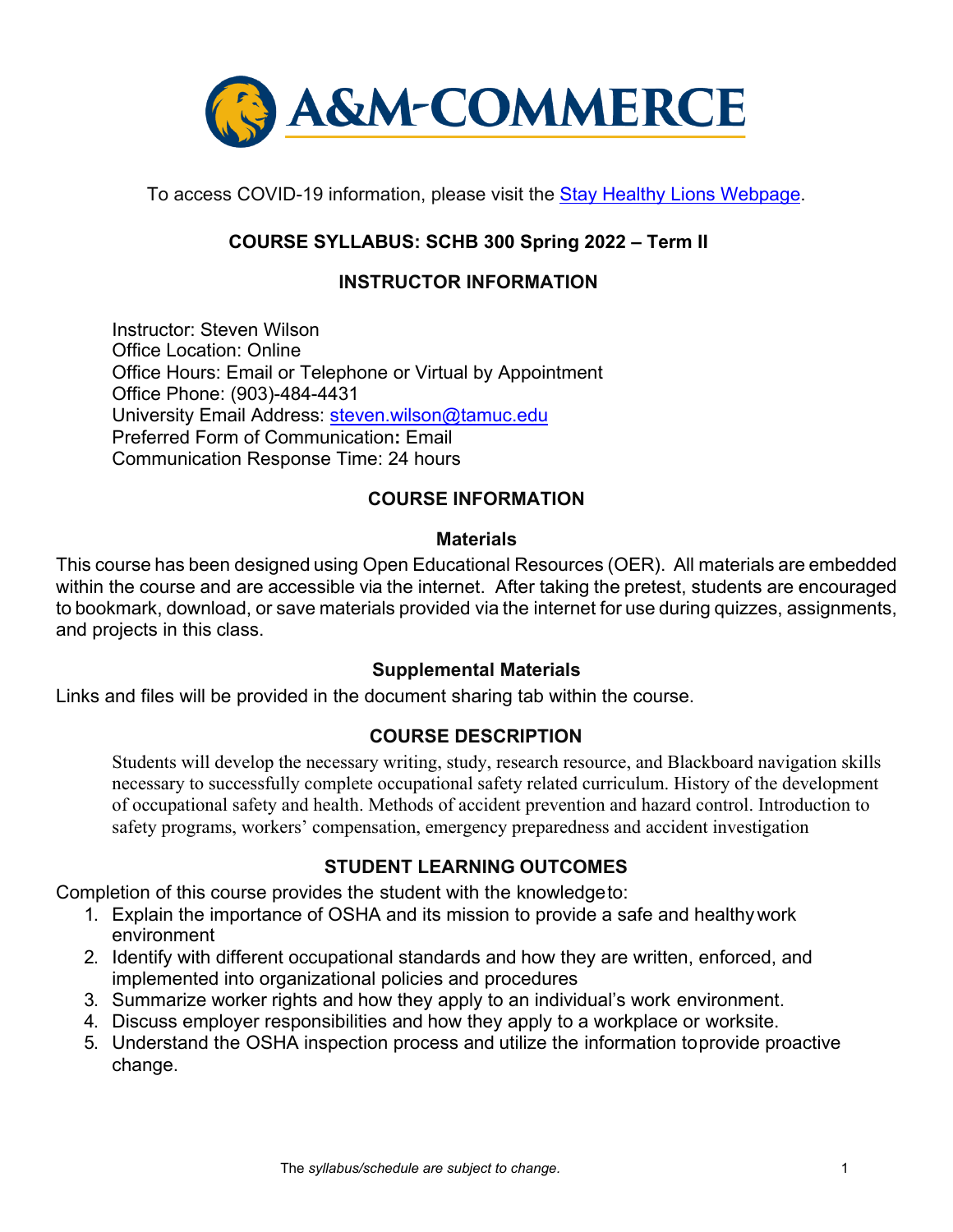To access COVID-19 information, please visit the Stay Healthy Lions Webpage.

## COURSE SYLLABUS: SCHB 300 Spring 2022 – Term II

## INSTRUCTOR INFORMATION

Instructor: Steven Wilson
Office Location: Online
Office Hours: Email or Telephone or Virtual by Appointment
Office Phone: (903)-484-4431
University Email Address: steven.wilson@tamuc.edu
Preferred Form of Communication**:** Email
Communication Response Time: 24 hours

## COURSE INFORMATION

### Materials

This course has been designed using Open Educational Resources (OER). All materials are embedded within the course and are accessible via the internet. After taking the pretest, students are encouraged to bookmark, download, or save materials provided via the internet for use during quizzes, assignments, and projects in this class.

### Supplemental Materials

Links and files will be provided in the document sharing tab within the course.

## COURSE DESCRIPTION

Students will develop the necessary writing, study, research resource, and Blackboard navigation skills necessary to successfully complete occupational safety related curriculum. History of the development of occupational safety and health. Methods of accident prevention and hazard control. Introduction to safety programs, workers' compensation, emergency preparedness and accident investigation

## STUDENT LEARNING OUTCOMES

Completion of this course provides the student with the knowledge to:

1. Explain the importance of OSHA and its mission to provide a safe and healthy work environment
2. Identify with different occupational standards and how they are written, enforced, and implemented into organizational policies and procedures
3. Summarize worker rights and how they apply to an individual's work environment.
4. Discuss employer responsibilities and how they apply to a workplace or worksite.
5. Understand the OSHA inspection process and utilize the information to provide proactive change.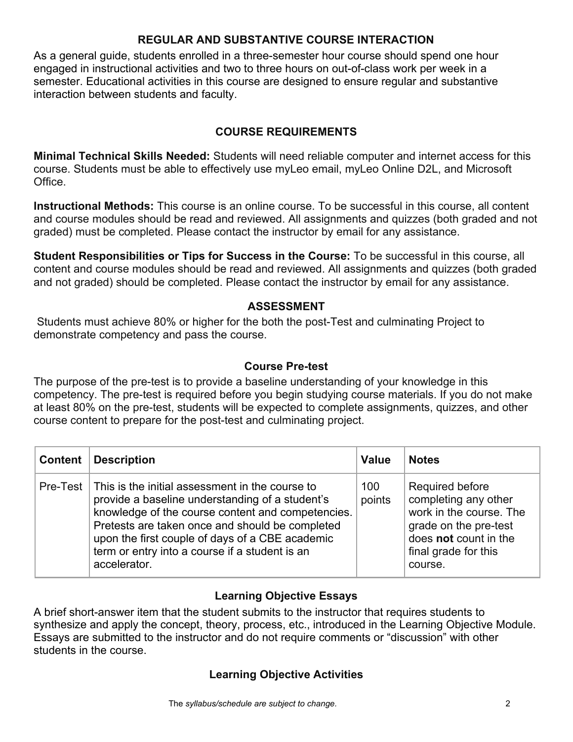## REGULAR AND SUBSTANTIVE COURSE INTERACTION

As a general guide, students enrolled in a three-semester hour course should spend one hour engaged in instructional activities and two to three hours on out-of-class work per week in a semester. Educational activities in this course are designed to ensure regular and substantive interaction between students and faculty.

## COURSE REQUIREMENTS

**Minimal Technical Skills Needed:** Students will need reliable computer and internet access for this course. Students must be able to effectively use myLeo email, myLeo Online D2L, and Microsoft Office.

**Instructional Methods:** This course is an online course. To be successful in this course, all content and course modules should be read and reviewed. All assignments and quizzes (both graded and not graded) must be completed. Please contact the instructor by email for any assistance.

**Student Responsibilities or Tips for Success in the Course:** To be successful in this course, all content and course modules should be read and reviewed. All assignments and quizzes (both graded and not graded) should be completed. Please contact the instructor by email for any assistance.

## ASSESSMENT

Students must achieve 80% or higher for the both the post-Test and culminating Project to demonstrate competency and pass the course.

### Course Pre-test

The purpose of the pre-test is to provide a baseline understanding of your knowledge in this competency. The pre-test is required before you begin studying course materials. If you do not make at least 80% on the pre-test, students will be expected to complete assignments, quizzes, and other course content to prepare for the post-test and culminating project.

| Content | Description | Value | Notes |
|---|---|---|---|
| Pre-Test | This is the initial assessment in the course to provide a baseline understanding of a student's knowledge of the course content and competencies. Pretests are taken once and should be completed upon the first couple of days of a CBE academic term or entry into a course if a student is an accelerator. | 100 points | Required before completing any other work in the course. The grade on the pre-test does **not** count in the final grade for this course. |

### Learning Objective Essays

A brief short-answer item that the student submits to the instructor that requires students to synthesize and apply the concept, theory, process, etc., introduced in the Learning Objective Module. Essays are submitted to the instructor and do not require comments or "discussion" with other students in the course.

### Learning Objective Activities

The *syllabus/schedule are subject to change.*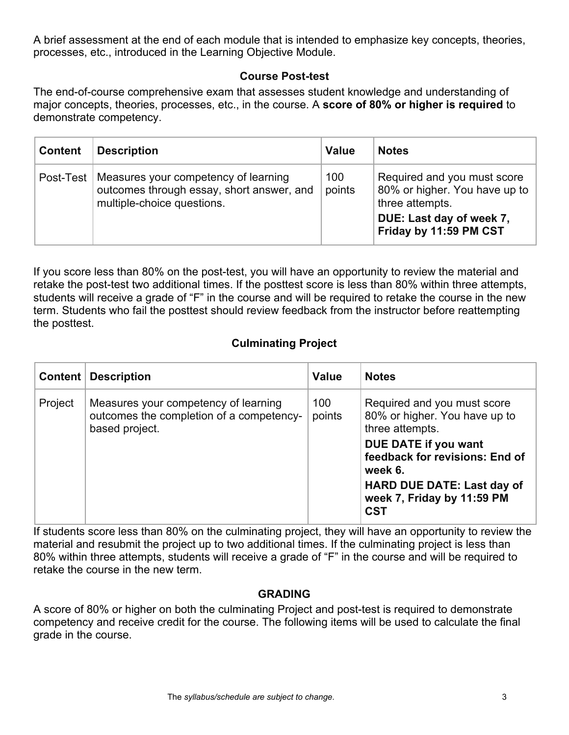A brief assessment at the end of each module that is intended to emphasize key concepts, theories, processes, etc., introduced in the Learning Objective Module.

### Course Post-test

The end-of-course comprehensive exam that assesses student knowledge and understanding of major concepts, theories, processes, etc., in the course. A **score of 80% or higher is required** to demonstrate competency.

| Content | Description | Value | Notes |
|---|---|---|---|
| Post-Test | Measures your competency of learning outcomes through essay, short answer, and multiple-choice questions. | 100 points | Required and you must score 80% or higher. You have up to three attempts. **DUE: Last day of week 7, Friday by 11:59 PM CST** |

If you score less than 80% on the post-test, you will have an opportunity to review the material and retake the post-test two additional times. If the posttest score is less than 80% within three attempts, students will receive a grade of "F" in the course and will be required to retake the course in the new term. Students who fail the posttest should review feedback from the instructor before reattempting the posttest.

### Culminating Project

| Content | Description | Value | Notes |
|---|---|---|---|
| Project | Measures your competency of learning outcomes the completion of a competency-based project. | 100 points | Required and you must score 80% or higher. You have up to three attempts. **DUE DATE if you want feedback for revisions: End of week 6.** **HARD DUE DATE: Last day of week 7, Friday by 11:59 PM CST** |

If students score less than 80% on the culminating project, they will have an opportunity to review the material and resubmit the project up to two additional times. If the culminating project is less than 80% within three attempts, students will receive a grade of "F" in the course and will be required to retake the course in the new term.

### GRADING

A score of 80% or higher on both the culminating Project and post-test is required to demonstrate competency and receive credit for the course. The following items will be used to calculate the final grade in the course.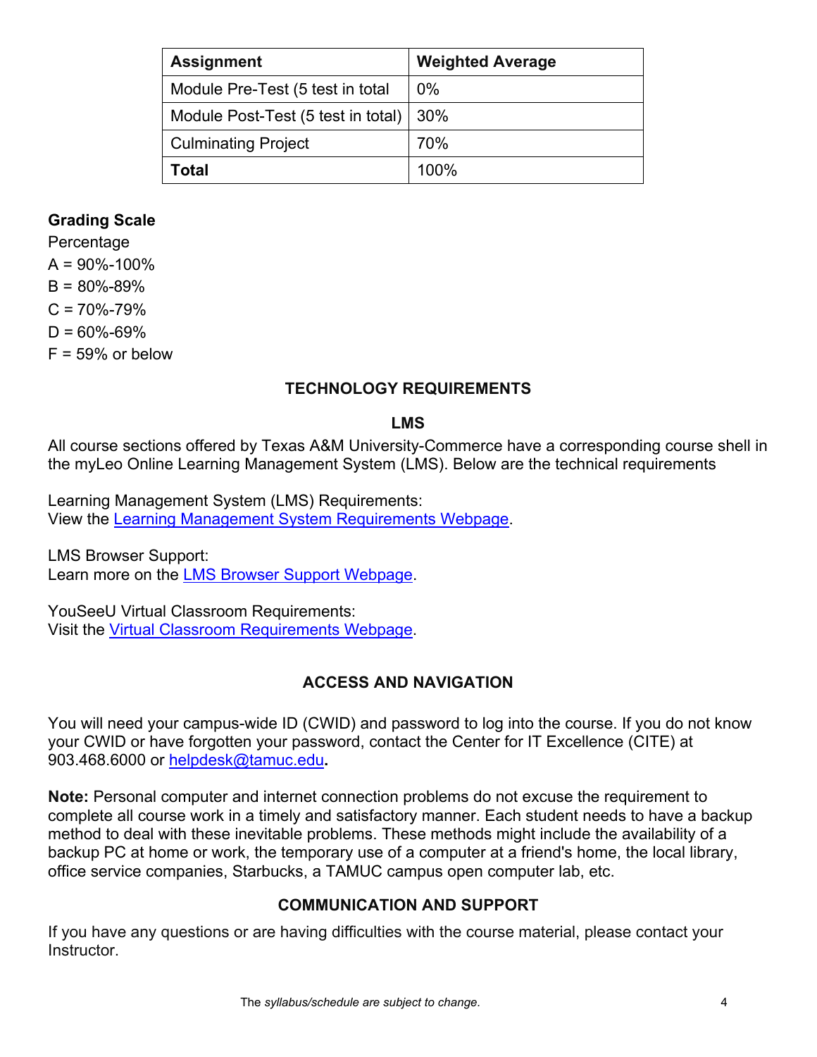| Assignment | Weighted Average |
|---|---|
| Module Pre-Test (5 test in total | 0% |
| Module Post-Test (5 test in total) | 30% |
| Culminating Project | 70% |
| **Total** | 100% |

**Grading Scale**

Percentage

A = 90%-100%

B = 80%-89%

C = 70%-79%

D = 60%-69%

F = 59% or below

## TECHNOLOGY REQUIREMENTS

### LMS

All course sections offered by Texas A&M University-Commerce have a corresponding course shell in the myLeo Online Learning Management System (LMS). Below are the technical requirements

Learning Management System (LMS) Requirements:
View the Learning Management System Requirements Webpage.

LMS Browser Support:
Learn more on the LMS Browser Support Webpage.

YouSeeU Virtual Classroom Requirements:
Visit the Virtual Classroom Requirements Webpage.

## ACCESS AND NAVIGATION

You will need your campus-wide ID (CWID) and password to log into the course. If you do not know your CWID or have forgotten your password, contact the Center for IT Excellence (CITE) at 903.468.6000 or helpdesk@tamuc.edu.

**Note:** Personal computer and internet connection problems do not excuse the requirement to complete all course work in a timely and satisfactory manner. Each student needs to have a backup method to deal with these inevitable problems. These methods might include the availability of a backup PC at home or work, the temporary use of a computer at a friend's home, the local library, office service companies, Starbucks, a TAMUC campus open computer lab, etc.

## COMMUNICATION AND SUPPORT

If you have any questions or are having difficulties with the course material, please contact your Instructor.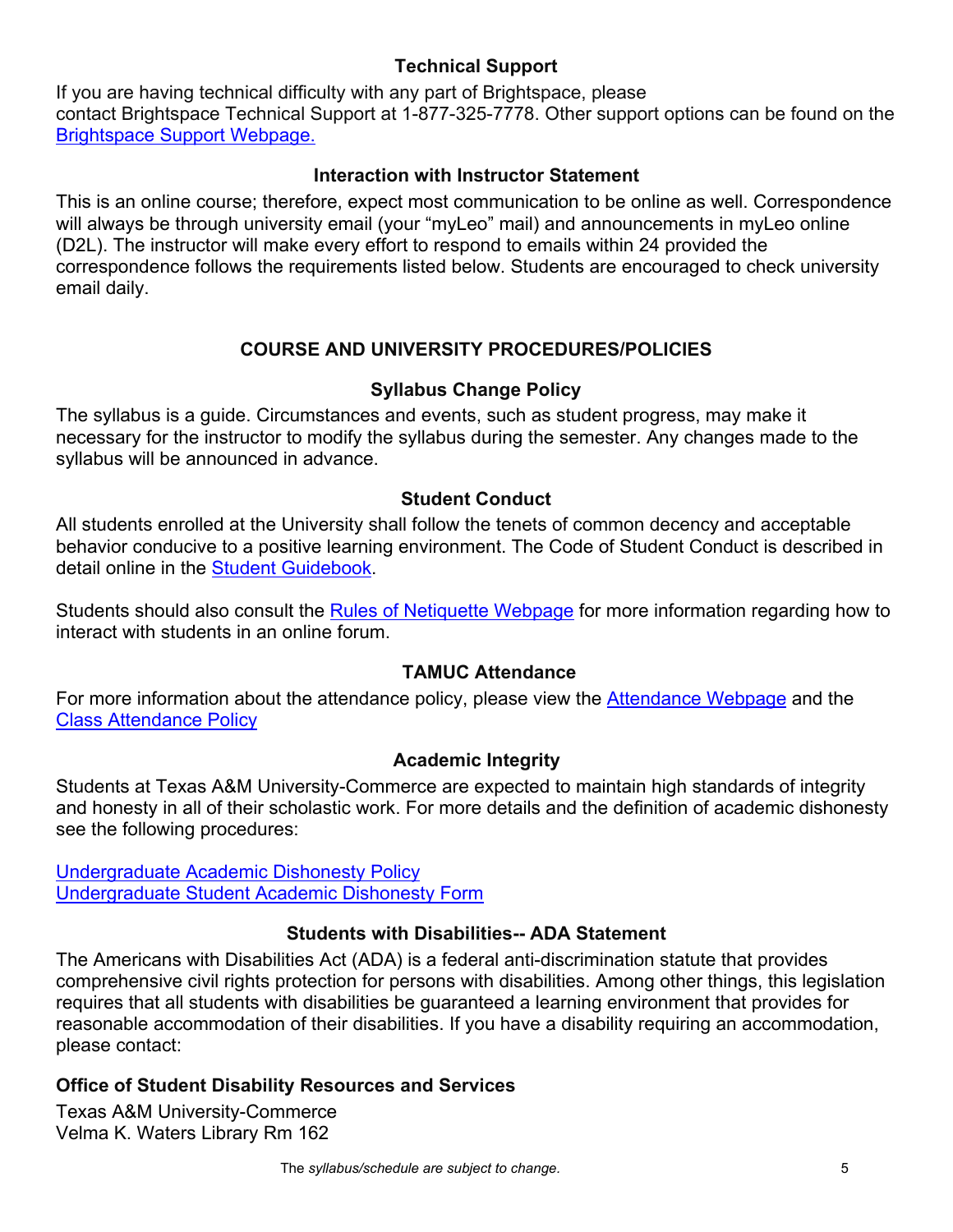### Technical Support

If you are having technical difficulty with any part of Brightspace, please contact Brightspace Technical Support at 1-877-325-7778. Other support options can be found on the [Brightspace Support Webpage.]()

### Interaction with Instructor Statement

This is an online course; therefore, expect most communication to be online as well. Correspondence will always be through university email (your "myLeo" mail) and announcements in myLeo online (D2L). The instructor will make every effort to respond to emails within 24 provided the correspondence follows the requirements listed below. Students are encouraged to check university email daily.

## COURSE AND UNIVERSITY PROCEDURES/POLICIES

### Syllabus Change Policy

The syllabus is a guide. Circumstances and events, such as student progress, may make it necessary for the instructor to modify the syllabus during the semester. Any changes made to the syllabus will be announced in advance.

### Student Conduct

All students enrolled at the University shall follow the tenets of common decency and acceptable behavior conducive to a positive learning environment. The Code of Student Conduct is described in detail online in the [Student Guidebook]().

Students should also consult the [Rules of Netiquette Webpage]() for more information regarding how to interact with students in an online forum.

### TAMUC Attendance

For more information about the attendance policy, please view the [Attendance Webpage]() and the [Class Attendance Policy]()

### Academic Integrity

Students at Texas A&M University-Commerce are expected to maintain high standards of integrity and honesty in all of their scholastic work. For more details and the definition of academic dishonesty see the following procedures:

[Undergraduate Academic Dishonesty Policy]()
[Undergraduate Student Academic Dishonesty Form]()

### Students with Disabilities-- ADA Statement

The Americans with Disabilities Act (ADA) is a federal anti-discrimination statute that provides comprehensive civil rights protection for persons with disabilities. Among other things, this legislation requires that all students with disabilities be guaranteed a learning environment that provides for reasonable accommodation of their disabilities. If you have a disability requiring an accommodation, please contact:

**Office of Student Disability Resources and Services**

Texas A&M University-Commerce
Velma K. Waters Library Rm 162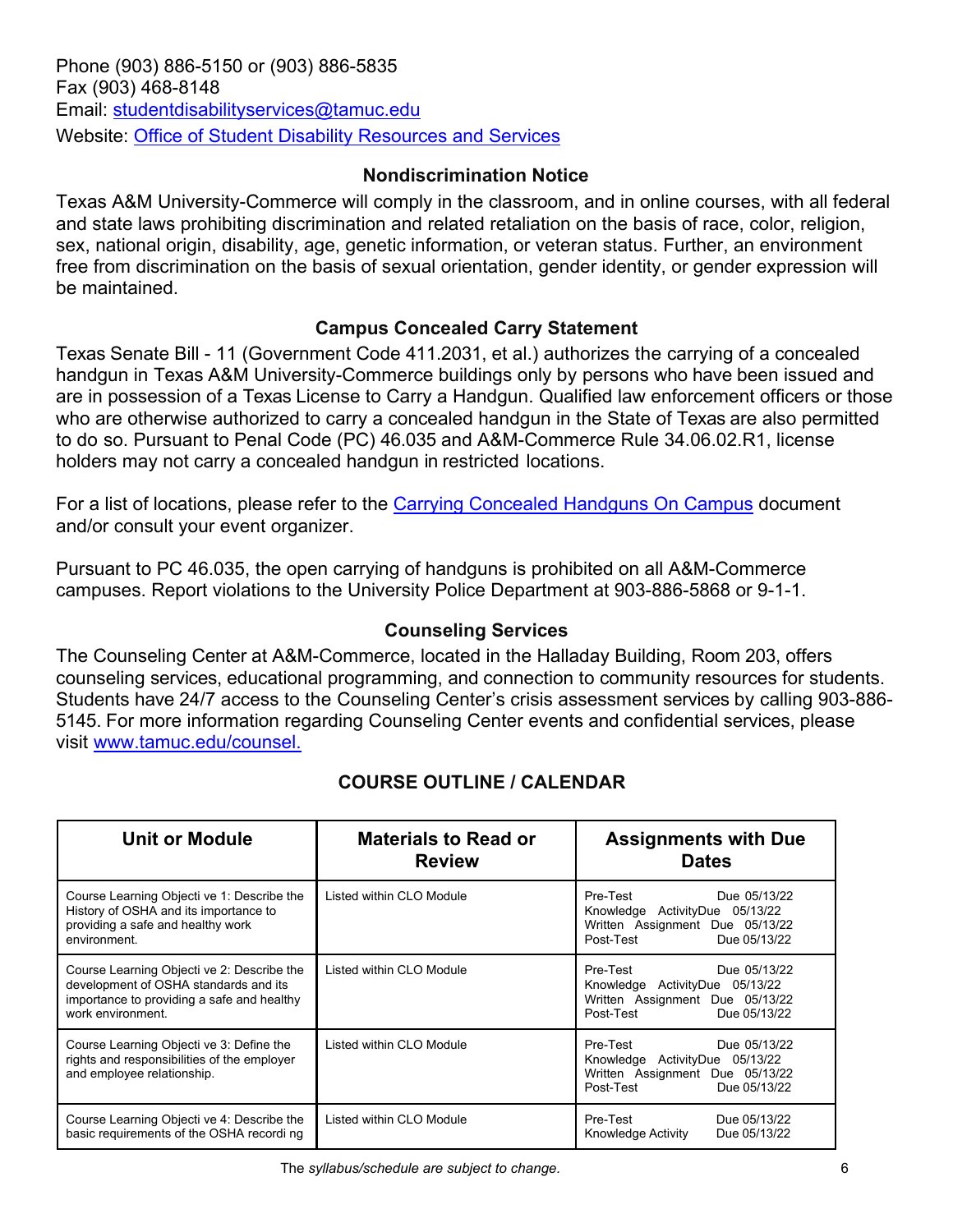Phone (903) 886-5150 or (903) 886-5835
Fax (903) 468-8148
Email: [studentdisabilityservices@tamuc.edu](mailto:studentdisabilityservices@tamuc.edu)
Website: [Office of Student Disability Resources and Services]()

### Nondiscrimination Notice

Texas A&M University-Commerce will comply in the classroom, and in online courses, with all federal and state laws prohibiting discrimination and related retaliation on the basis of race, color, religion, sex, national origin, disability, age, genetic information, or veteran status. Further, an environment free from discrimination on the basis of sexual orientation, gender identity, or gender expression will be maintained.

### Campus Concealed Carry Statement

Texas Senate Bill - 11 (Government Code 411.2031, et al.) authorizes the carrying of a concealed handgun in Texas A&M University-Commerce buildings only by persons who have been issued and are in possession of a Texas License to Carry a Handgun. Qualified law enforcement officers or those who are otherwise authorized to carry a concealed handgun in the State of Texas are also permitted to do so. Pursuant to Penal Code (PC) 46.035 and A&M-Commerce Rule 34.06.02.R1, license holders may not carry a concealed handgun in restricted locations.

For a list of locations, please refer to the [Carrying Concealed Handguns On Campus]() document and/or consult your event organizer.

Pursuant to PC 46.035, the open carrying of handguns is prohibited on all A&M-Commerce campuses. Report violations to the University Police Department at 903-886-5868 or 9-1-1.

### Counseling Services

The Counseling Center at A&M-Commerce, located in the Halladay Building, Room 203, offers counseling services, educational programming, and connection to community resources for students. Students have 24/7 access to the Counseling Center's crisis assessment services by calling 903-886-5145. For more information regarding Counseling Center events and confidential services, please visit [www.tamuc.edu/counsel.](http://www.tamuc.edu/counsel)

## COURSE OUTLINE / CALENDAR

| Unit or Module | Materials to Read or Review | Assignments with Due Dates |
|---|---|---|
| Course Learning Objective 1: Describe the History of OSHA and its importance to providing a safe and healthy work environment. | Listed within CLO Module | Pre-Test Due 05/13/22<br>Knowledge Activity Due 05/13/22<br>Written Assignment Due 05/13/22<br>Post-Test Due 05/13/22 |
| Course Learning Objective 2: Describe the development of OSHA standards and its importance to providing a safe and healthy work environment. | Listed within CLO Module | Pre-Test Due 05/13/22<br>Knowledge Activity Due 05/13/22<br>Written Assignment Due 05/13/22<br>Post-Test Due 05/13/22 |
| Course Learning Objective 3: Define the rights and responsibilities of the employer and employee relationship. | Listed within CLO Module | Pre-Test Due 05/13/22<br>Knowledge Activity Due 05/13/22<br>Written Assignment Due 05/13/22<br>Post-Test Due 05/13/22 |
| Course Learning Objective 4: Describe the basic requirements of the OSHA recording | Listed within CLO Module | Pre-Test Due 05/13/22<br>Knowledge Activity Due 05/13/22 |

The *syllabus/schedule are subject to change.*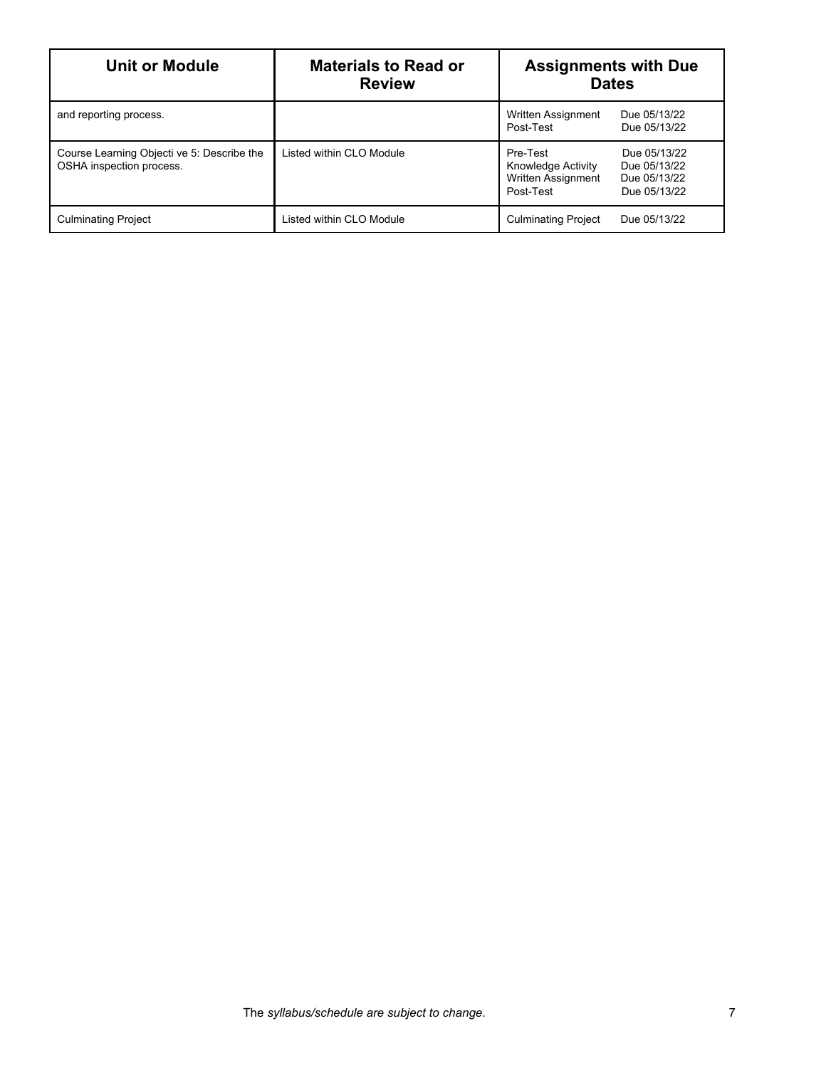| Unit or Module | Materials to Read or Review | Assignments with Due Dates |
|---|---|---|
| and reporting process. | | Written Assignment Due 05/13/22<br>Post-Test Due 05/13/22 |
| Course Learning Objecti ve 5: Describe the OSHA inspection process. | Listed within CLO Module | Pre-Test Due 05/13/22<br>Knowledge Activity Due 05/13/22<br>Written Assignment Due 05/13/22<br>Post-Test Due 05/13/22 |
| Culminating Project | Listed within CLO Module | Culminating Project Due 05/13/22 |

The *syllabus/schedule are subject to change.*